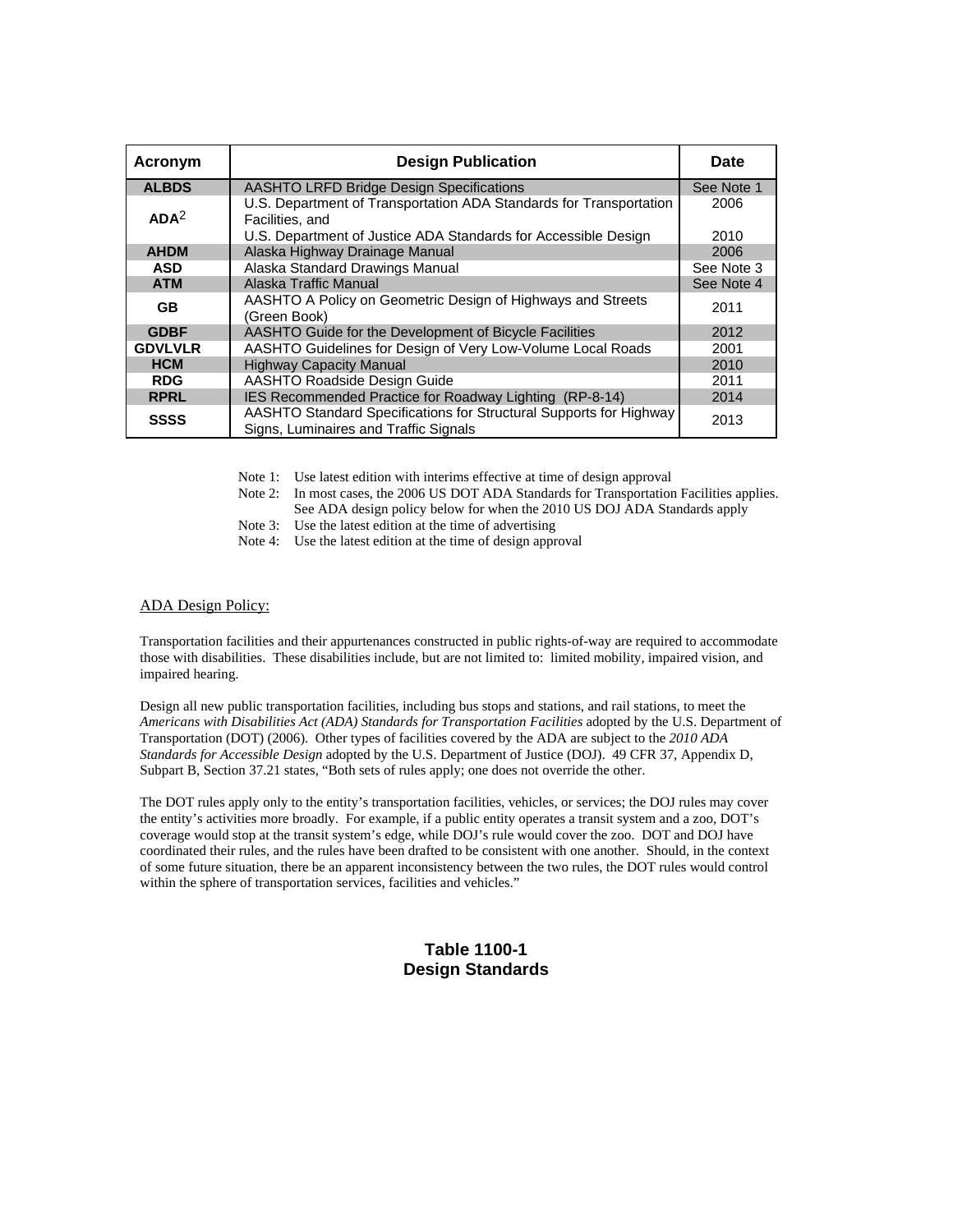| Acronym | Design Publication | Date |
|---|---|---|
| **ALBDS** | AASHTO LRFD Bridge Design Specifications | See Note 1 |
| **ADA**[2] | U.S. Department of Transportation ADA Standards for Transportation Facilities, and<br>U.S. Department of Justice ADA Standards for Accessible Design | 2006<br><br>2010 |
| **AHDM** | Alaska Highway Drainage Manual | 2006 |
| **ASD** | Alaska Standard Drawings Manual | See Note 3 |
| **ATM** | Alaska Traffic Manual | See Note 4 |
| **GB** | AASHTO A Policy on Geometric Design of Highways and Streets (Green Book) | 2011 |
| **GDBF** | AASHTO Guide for the Development of Bicycle Facilities | 2012 |
| **GDVLVLR** | AASHTO Guidelines for Design of Very Low-Volume Local Roads | 2001 |
| **HCM** | Highway Capacity Manual | 2010 |
| **RDG** | AASHTO Roadside Design Guide | 2011 |
| **RPRL** | IES Recommended Practice for Roadway Lighting (RP-8-14) | 2014 |
| **SSSS** | AASHTO Standard Specifications for Structural Supports for Highway Signs, Luminaires and Traffic Signals | 2013 |

Note 1: Use latest edition with interims effective at time of design approval
Note 2: In most cases, the 2006 US DOT ADA Standards for Transportation Facilities applies. See ADA design policy below for when the 2010 US DOJ ADA Standards apply
Note 3: Use the latest edition at the time of advertising
Note 4: Use the latest edition at the time of design approval

<u>ADA Design Policy:</u>

Transportation facilities and their appurtenances constructed in public rights-of-way are required to accommodate those with disabilities. These disabilities include, but are not limited to: limited mobility, impaired vision, and impaired hearing.

Design all new public transportation facilities, including bus stops and stations, and rail stations, to meet the *Americans with Disabilities Act (ADA) Standards for Transportation Facilities* adopted by the U.S. Department of Transportation (DOT) (2006). Other types of facilities covered by the ADA are subject to the *2010 ADA Standards for Accessible Design* adopted by the U.S. Department of Justice (DOJ). 49 CFR 37, Appendix D, Subpart B, Section 37.21 states, "Both sets of rules apply; one does not override the other.

The DOT rules apply only to the entity's transportation facilities, vehicles, or services; the DOJ rules may cover the entity's activities more broadly. For example, if a public entity operates a transit system and a zoo, DOT's coverage would stop at the transit system's edge, while DOJ's rule would cover the zoo. DOT and DOJ have coordinated their rules, and the rules have been drafted to be consistent with one another. Should, in the context of some future situation, there be an apparent inconsistency between the two rules, the DOT rules would control within the sphere of transportation services, facilities and vehicles."

**Table 1100-1**
**Design Standards**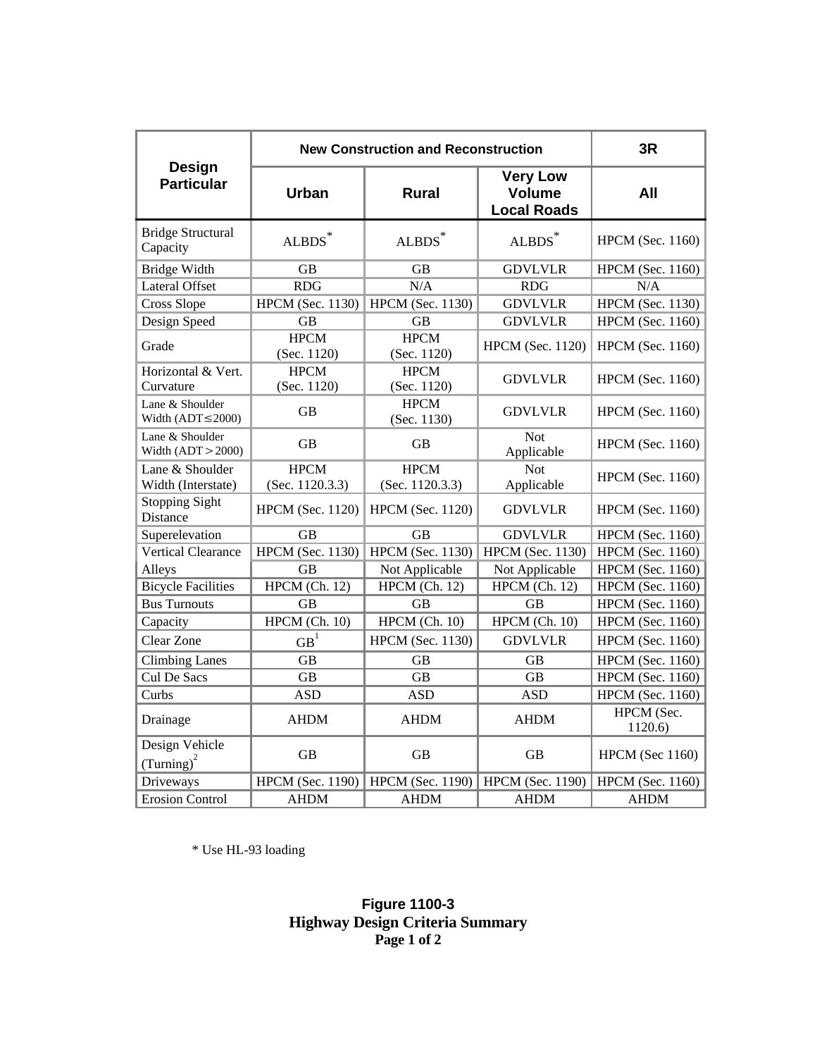| Design Particular | New Construction and Reconstruction | | | 3R |
|---|---|---|---|---|
| | Urban | Rural | Very Low Volume Local Roads | All |
| Bridge Structural Capacity | ALBDS* | ALBDS* | ALBDS* | HPCM (Sec. 1160) |
| Bridge Width | GB | GB | GDVLVLR | HPCM (Sec. 1160) |
| Lateral Offset | RDG | N/A | RDG | N/A |
| Cross Slope | HPCM (Sec. 1130) | HPCM (Sec. 1130) | GDVLVLR | HPCM (Sec. 1130) |
| Design Speed | GB | GB | GDVLVLR | HPCM (Sec. 1160) |
| Grade | HPCM (Sec. 1120) | HPCM (Sec. 1120) | HPCM (Sec. 1120) | HPCM (Sec. 1160) |
| Horizontal & Vert. Curvature | HPCM (Sec. 1120) | HPCM (Sec. 1120) | GDVLVLR | HPCM (Sec. 1160) |
| Lane & Shoulder Width (ADT≤2000) | GB | HPCM (Sec. 1130) | GDVLVLR | HPCM (Sec. 1160) |
| Lane & Shoulder Width (ADT > 2000) | GB | GB | Not Applicable | HPCM (Sec. 1160) |
| Lane & Shoulder Width (Interstate) | HPCM (Sec. 1120.3.3) | HPCM (Sec. 1120.3.3) | Not Applicable | HPCM (Sec. 1160) |
| Stopping Sight Distance | HPCM (Sec. 1120) | HPCM (Sec. 1120) | GDVLVLR | HPCM (Sec. 1160) |
| Superelevation | GB | GB | GDVLVLR | HPCM (Sec. 1160) |
| Vertical Clearance | HPCM (Sec. 1130) | HPCM (Sec. 1130) | HPCM (Sec. 1130) | HPCM (Sec. 1160) |
| Alleys | GB | Not Applicable | Not Applicable | HPCM (Sec. 1160) |
| Bicycle Facilities | HPCM (Ch. 12) | HPCM (Ch. 12) | HPCM (Ch. 12) | HPCM (Sec. 1160) |
| Bus Turnouts | GB | GB | GB | HPCM (Sec. 1160) |
| Capacity | HPCM (Ch. 10) | HPCM (Ch. 10) | HPCM (Ch. 10) | HPCM (Sec. 1160) |
| Clear Zone | GB[1] | HPCM (Sec. 1130) | GDVLVLR | HPCM (Sec. 1160) |
| Climbing Lanes | GB | GB | GB | HPCM (Sec. 1160) |
| Cul De Sacs | GB | GB | GB | HPCM (Sec. 1160) |
| Curbs | ASD | ASD | ASD | HPCM (Sec. 1160) |
| Drainage | AHDM | AHDM | AHDM | HPCM (Sec. 1120.6) |
| Design Vehicle (Turning)[2] | GB | GB | GB | HPCM (Sec 1160) |
| Driveways | HPCM (Sec. 1190) | HPCM (Sec. 1190) | HPCM (Sec. 1190) | HPCM (Sec. 1160) |
| Erosion Control | AHDM | AHDM | AHDM | AHDM |

\* Use HL-93 loading

**Figure 1100-3**
**Highway Design Criteria Summary**
**Page 1 of 2**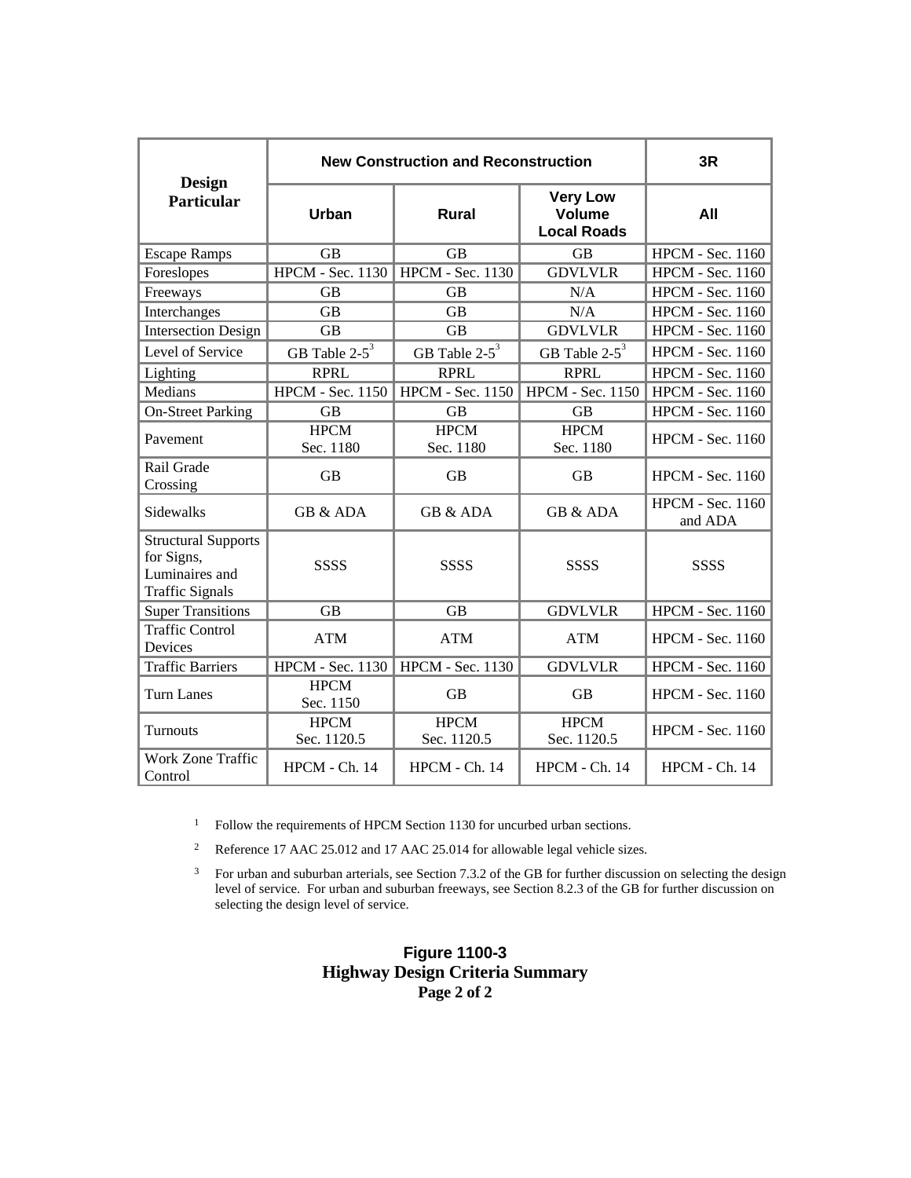| Design Particular | New Construction and Reconstruction | | | 3R |
|---|---|---|---|---|
| | Urban | Rural | Very Low Volume Local Roads | All |
| Escape Ramps | GB | GB | GB | HPCM - Sec. 1160 |
| Foreslopes | HPCM - Sec. 1130 | HPCM - Sec. 1130 | GDVLVLR | HPCM - Sec. 1160 |
| Freeways | GB | GB | N/A | HPCM - Sec. 1160 |
| Interchanges | GB | GB | N/A | HPCM - Sec. 1160 |
| Intersection Design | GB | GB | GDVLVLR | HPCM - Sec. 1160 |
| Level of Service | GB Table 2-5[3] | GB Table 2-5[3] | GB Table 2-5[3] | HPCM - Sec. 1160 |
| Lighting | RPRL | RPRL | RPRL | HPCM - Sec. 1160 |
| Medians | HPCM - Sec. 1150 | HPCM - Sec. 1150 | HPCM - Sec. 1150 | HPCM - Sec. 1160 |
| On-Street Parking | GB | GB | GB | HPCM - Sec. 1160 |
| Pavement | HPCM Sec. 1180 | HPCM Sec. 1180 | HPCM Sec. 1180 | HPCM - Sec. 1160 |
| Rail Grade Crossing | GB | GB | GB | HPCM - Sec. 1160 |
| Sidewalks | GB & ADA | GB & ADA | GB & ADA | HPCM - Sec. 1160 and ADA |
| Structural Supports for Signs, Luminaires and Traffic Signals | SSSS | SSSS | SSSS | SSSS |
| Super Transitions | GB | GB | GDVLVLR | HPCM - Sec. 1160 |
| Traffic Control Devices | ATM | ATM | ATM | HPCM - Sec. 1160 |
| Traffic Barriers | HPCM - Sec. 1130 | HPCM - Sec. 1130 | GDVLVLR | HPCM - Sec. 1160 |
| Turn Lanes | HPCM Sec. 1150 | GB | GB | HPCM - Sec. 1160 |
| Turnouts | HPCM Sec. 1120.5 | HPCM Sec. 1120.5 | HPCM Sec. 1120.5 | HPCM - Sec. 1160 |
| Work Zone Traffic Control | HPCM - Ch. 14 | HPCM - Ch. 14 | HPCM - Ch. 14 | HPCM - Ch. 14 |

[1] Follow the requirements of HPCM Section 1130 for uncurbed urban sections.

[2] Reference 17 AAC 25.012 and 17 AAC 25.014 for allowable legal vehicle sizes.

[3] For urban and suburban arterials, see Section 7.3.2 of the GB for further discussion on selecting the design level of service. For urban and suburban freeways, see Section 8.2.3 of the GB for further discussion on selecting the design level of service.

**Figure 1100-3**
**Highway Design Criteria Summary**
**Page 2 of 2**